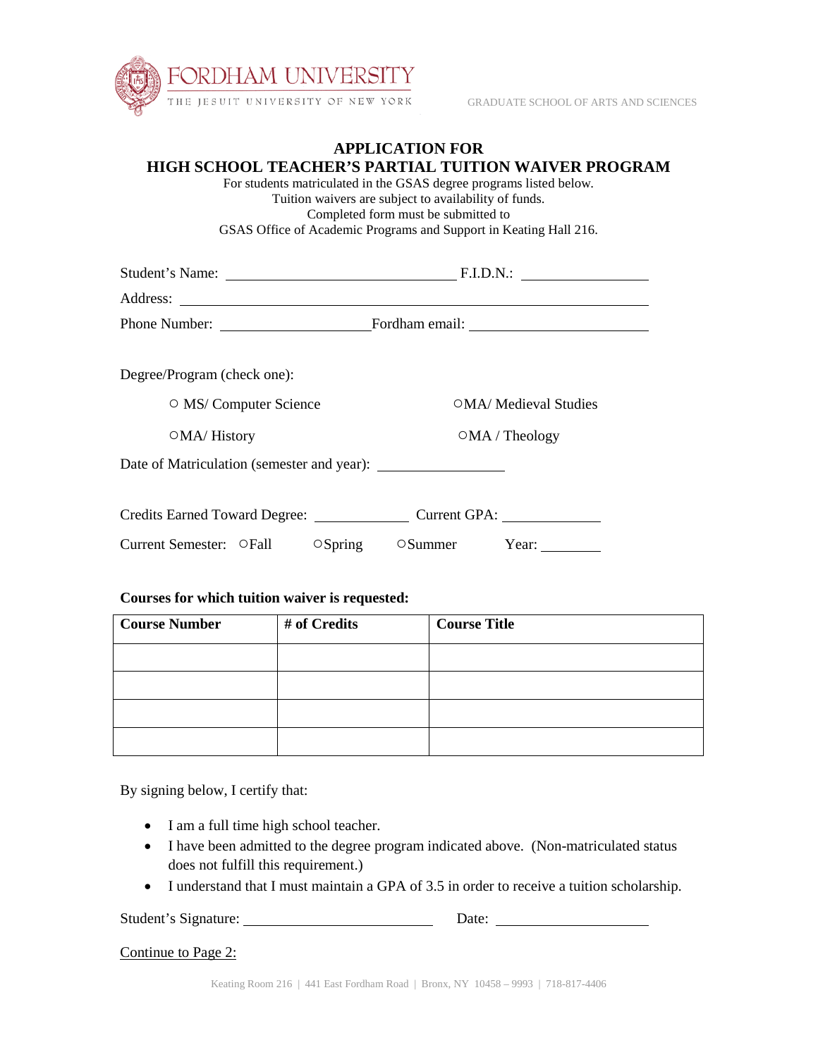FORDHAM UNIVERSITY
THE JESUIT UNIVERSITY OF NEW YORK

GRADUATE SCHOOL OF ARTS AND SCIENCES

# APPLICATION FOR
# HIGH SCHOOL TEACHER'S PARTIAL TUITION WAIVER PROGRAM

For students matriculated in the GSAS degree programs listed below.
Tuition waivers are subject to availability of funds.
Completed form must be submitted to
GSAS Office of Academic Programs and Support in Keating Hall 216.

Student's Name: ______________________________ F.I.D.N.: ________________

Address: ____________________________________________________________

Phone Number: ____________________ Fordham email: _______________________

Degree/Program (check one):

○ MS/ Computer Science ○MA/ Medieval Studies

○MA/ History ○MA / Theology

Date of Matriculation (semester and year): ________________

Credits Earned Toward Degree: ____________ Current GPA: ____________

Current Semester: ○Fall ○Spring ○Summer Year: ________

**Courses for which tuition waiver is requested:**

| Course Number | # of Credits | Course Title |
|---|---|---|
| | | |
| | | |
| | | |
| | | |

By signing below, I certify that:

- I am a full time high school teacher.
- I have been admitted to the degree program indicated above. (Non-matriculated status does not fulfill this requirement.)
- I understand that I must maintain a GPA of 3.5 in order to receive a tuition scholarship.

Student's Signature: ________________________ Date: ____________________

Continue to Page 2:

Keating Room 216 | 441 East Fordham Road | Bronx, NY 10458 – 9993 | 718-817-4406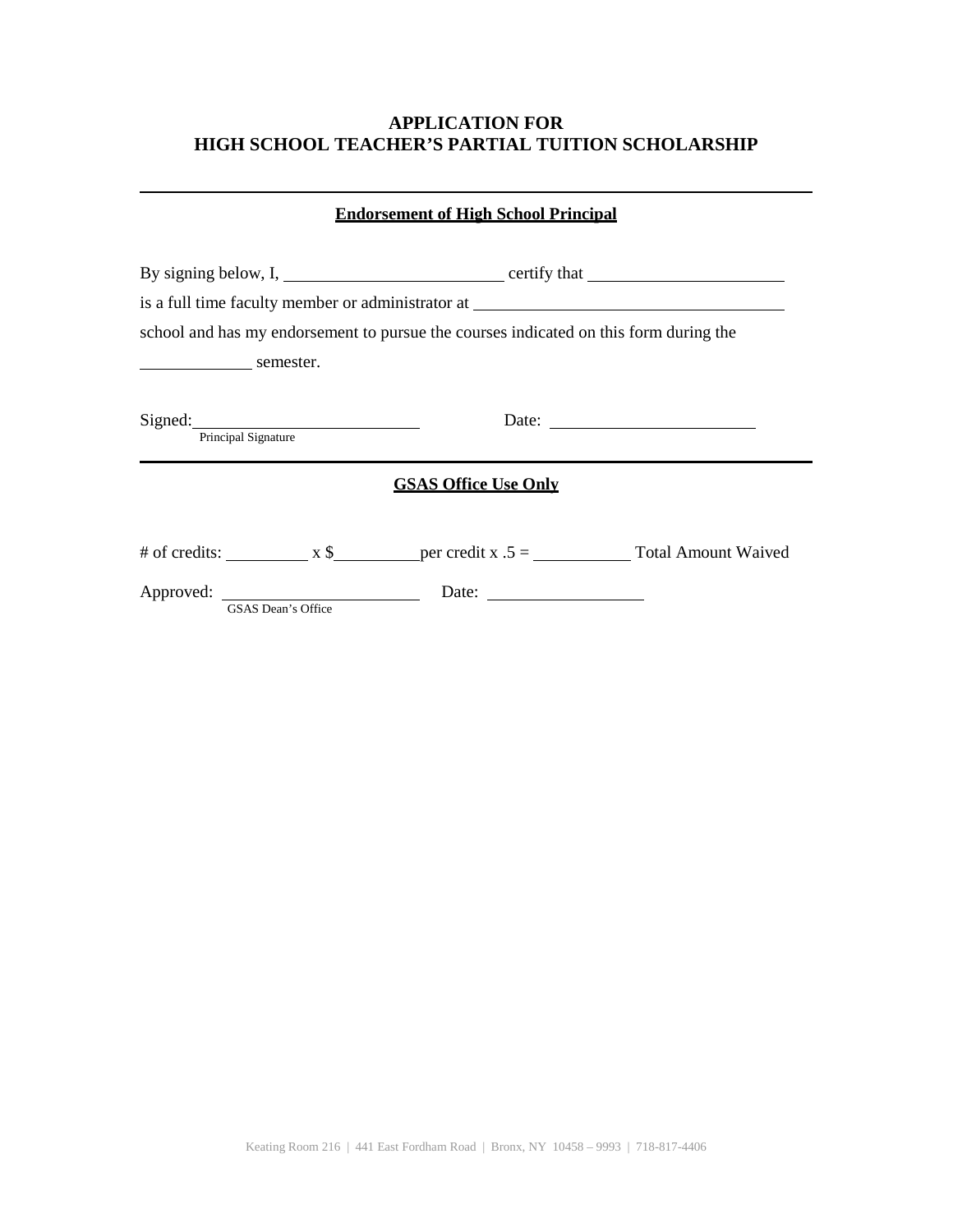**APPLICATION FOR**
**HIGH SCHOOL TEACHER'S PARTIAL TUITION SCHOLARSHIP**

---

## Endorsement of High School Principal

By signing below, I, __________________________ certify that ________________________ is a full time faculty member or administrator at ________________________________________ school and has my endorsement to pursue the courses indicated on this form during the ____________ semester.

Signed: ____________________________ Date: __________________________
Principal Signature

---

## GSAS Office Use Only

# of credits: __________ x $__________ per credit x .5 = ____________ Total Amount Waived

Approved: ________________________ Date: ____________________
GSAS Dean's Office

Keating Room 216 | 441 East Fordham Road | Bronx, NY 10458 – 9993 | 718-817-4406